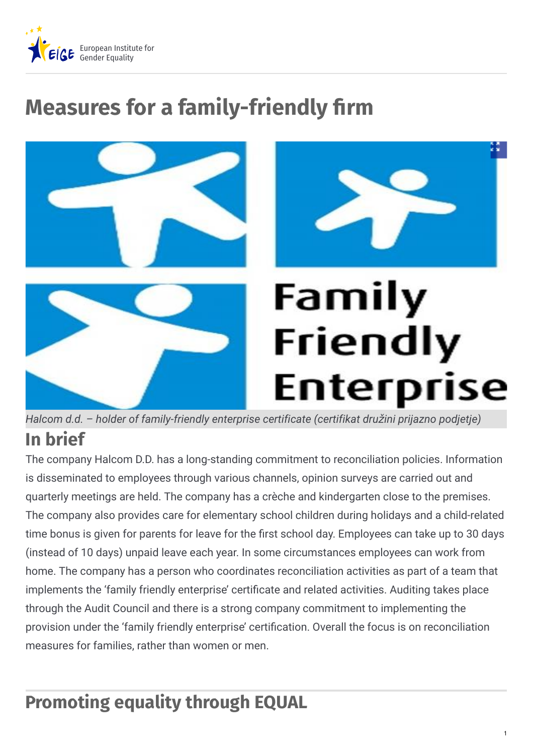# Measures for a family-friendly firm

*Halcom d.d. – holder of family-friendly enterprise certificate (certifikat družini prijazno podjetje)*

## In brief

The company Halcom D.D. has a long-standing commitment to reconciliation policies. Information is disseminated to employees through various channels, opinion surveys are carried out and quarterly meetings are held. The company has a crèche and kindergarten close to the premises. The company also provides care for elementary school children during holidays and a child-related time bonus is given for parents for leave for the first school day. Employees can take up to 30 days (instead of 10 days) unpaid leave each year. In some circumstances employees can work from home. The company has a person who coordinates reconciliation activities as part of a team that implements the 'family friendly enterprise' certificate and related activities. Auditing takes place through the Audit Council and there is a strong company commitment to implementing the provision under the 'family friendly enterprise' certification. Overall the focus is on reconciliation measures for families, rather than women or men.

## Promoting equality through EQUAL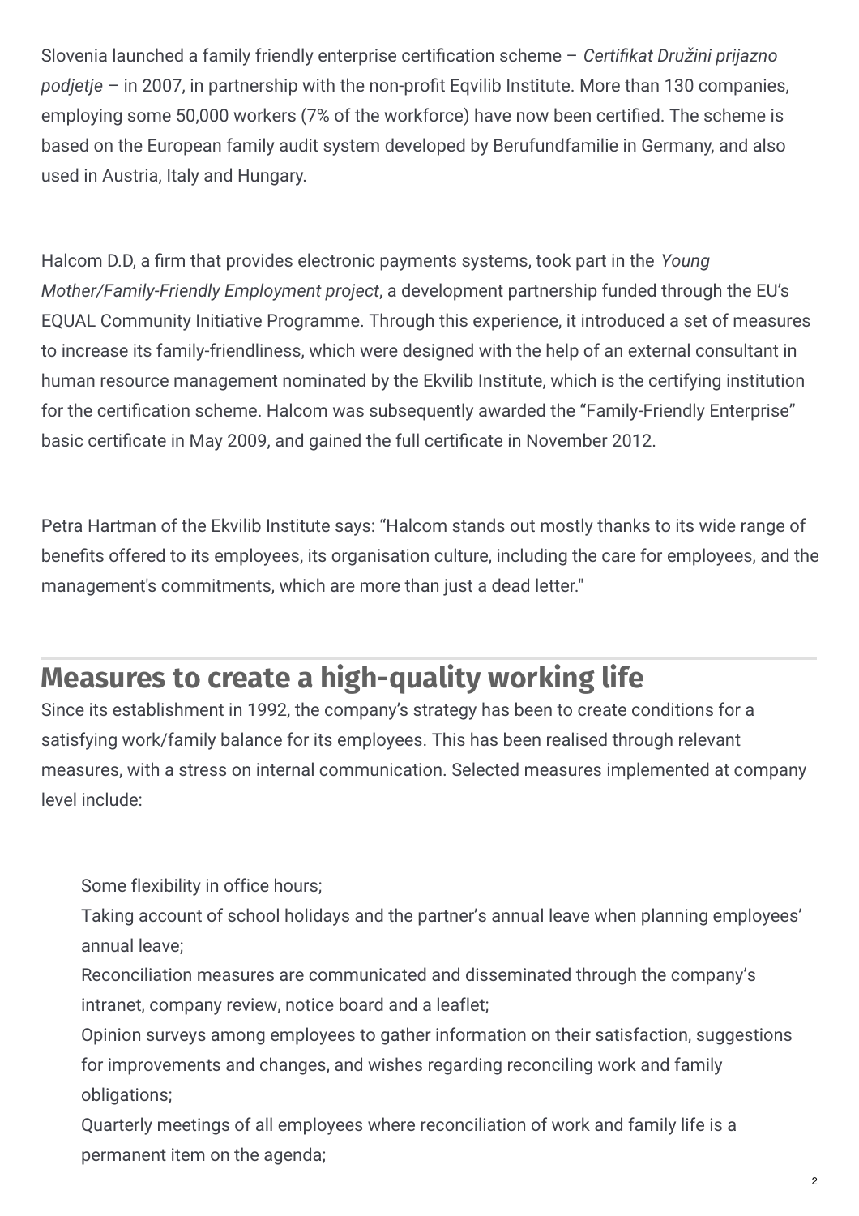Slovenia launched a family friendly enterprise certification scheme – *Certifikat Družini prijazno podjetje* – in 2007, in partnership with the non-profit Eqvilib Institute. More than 130 companies, employing some 50,000 workers (7% of the workforce) have now been certified. The scheme is based on the European family audit system developed by Berufundfamilie in Germany, and also used in Austria, Italy and Hungary.

Halcom D.D, a firm that provides electronic payments systems, took part in the *Young Mother/Family-Friendly Employment project*, a development partnership funded through the EU's EQUAL Community Initiative Programme. Through this experience, it introduced a set of measures to increase its family-friendliness, which were designed with the help of an external consultant in human resource management nominated by the Ekvilib Institute, which is the certifying institution for the certification scheme. Halcom was subsequently awarded the "Family-Friendly Enterprise" basic certificate in May 2009, and gained the full certificate in November 2012.

Petra Hartman of the Ekvilib Institute says: "Halcom stands out mostly thanks to its wide range of benefits offered to its employees, its organisation culture, including the care for employees, and the management's commitments, which are more than just a dead letter."

## Measures to create a high-quality working life

Since its establishment in 1992, the company's strategy has been to create conditions for a satisfying work/family balance for its employees. This has been realised through relevant measures, with a stress on internal communication. Selected measures implemented at company level include:

- Some flexibility in office hours;
- Taking account of school holidays and the partner's annual leave when planning employees' annual leave;
- Reconciliation measures are communicated and disseminated through the company's intranet, company review, notice board and a leaflet;
- Opinion surveys among employees to gather information on their satisfaction, suggestions for improvements and changes, and wishes regarding reconciling work and family obligations;
- Quarterly meetings of all employees where reconciliation of work and family life is a permanent item on the agenda;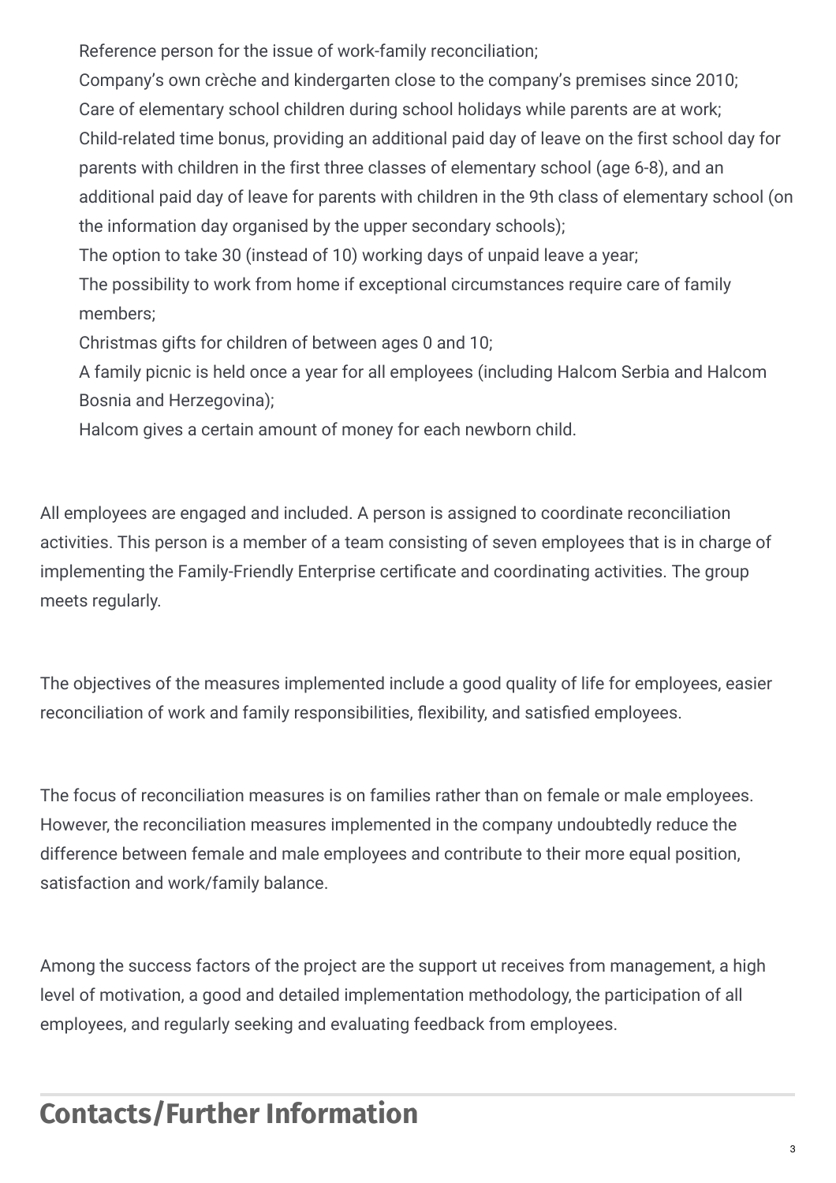- Reference person for the issue of work-family reconciliation;
- Company's own crèche and kindergarten close to the company's premises since 2010;
- Care of elementary school children during school holidays while parents are at work;
- Child-related time bonus, providing an additional paid day of leave on the first school day for parents with children in the first three classes of elementary school (age 6-8), and an additional paid day of leave for parents with children in the 9th class of elementary school (on the information day organised by the upper secondary schools);
- The option to take 30 (instead of 10) working days of unpaid leave a year;
- The possibility to work from home if exceptional circumstances require care of family members;
- Christmas gifts for children of between ages 0 and 10;
- A family picnic is held once a year for all employees (including Halcom Serbia and Halcom Bosnia and Herzegovina);
- Halcom gives a certain amount of money for each newborn child.

All employees are engaged and included. A person is assigned to coordinate reconciliation activities. This person is a member of a team consisting of seven employees that is in charge of implementing the Family-Friendly Enterprise certificate and coordinating activities. The group meets regularly.

The objectives of the measures implemented include a good quality of life for employees, easier reconciliation of work and family responsibilities, flexibility, and satisfied employees.

The focus of reconciliation measures is on families rather than on female or male employees. However, the reconciliation measures implemented in the company undoubtedly reduce the difference between female and male employees and contribute to their more equal position, satisfaction and work/family balance.

Among the success factors of the project are the support ut receives from management, a high level of motivation, a good and detailed implementation methodology, the participation of all employees, and regularly seeking and evaluating feedback from employees.

## Contacts/Further Information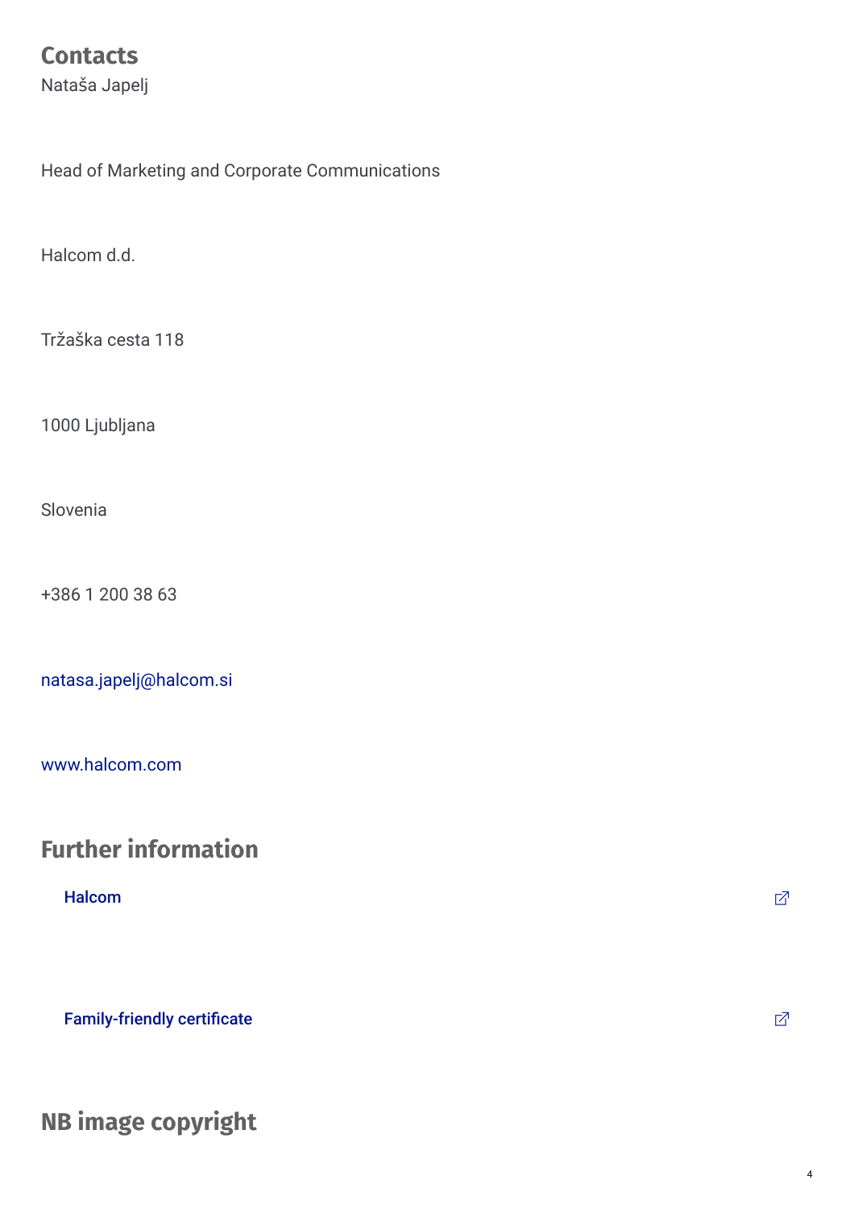## Contacts

Nataša Japelj

Head of Marketing and Corporate Communications

Halcom d.d.

Tržaška cesta 118

1000 Ljubljana

Slovenia

+386 1 200 38 63

natasa.japelj@halcom.si

www.halcom.com

## Further information

Halcom

Family-friendly certificate

## NB image copyright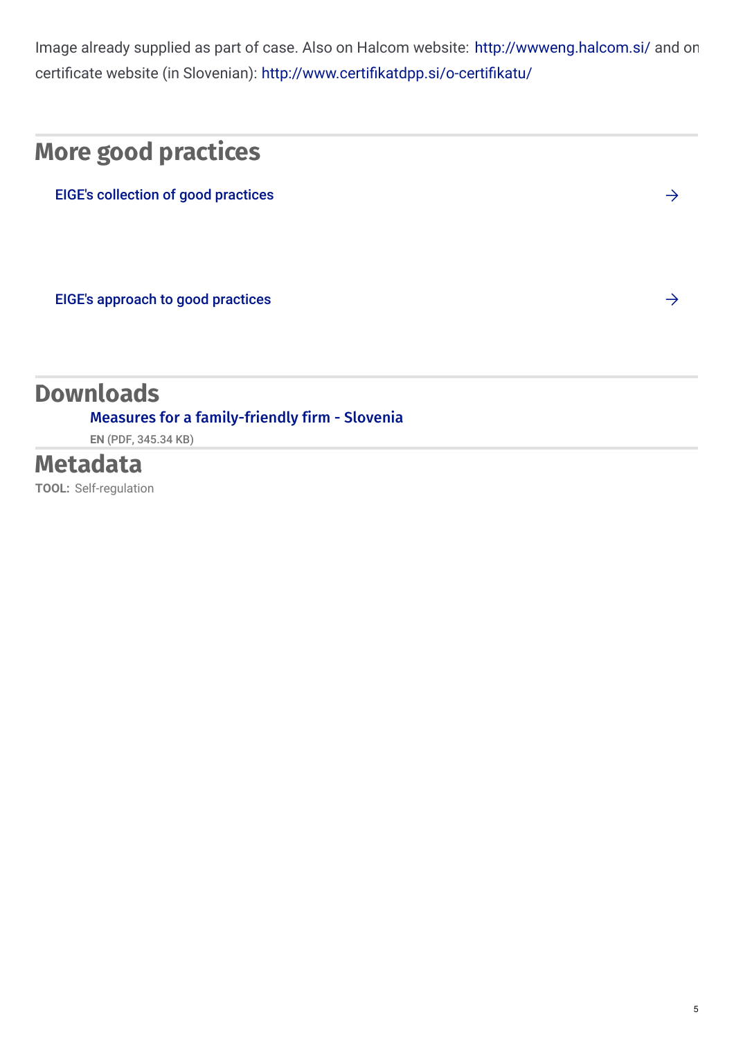Image already supplied as part of case. Also on Halcom website: http://wwweng.halcom.si/ and on certificate website (in Slovenian): http://www.certifikatdpp.si/o-certifikatu/

## More good practices

EIGE's collection of good practices →

EIGE's approach to good practices →

## Downloads

**Measures for a family-friendly firm - Slovenia**

EN (PDF, 345.34 KB)

## Metadata

**TOOL:** Self-regulation